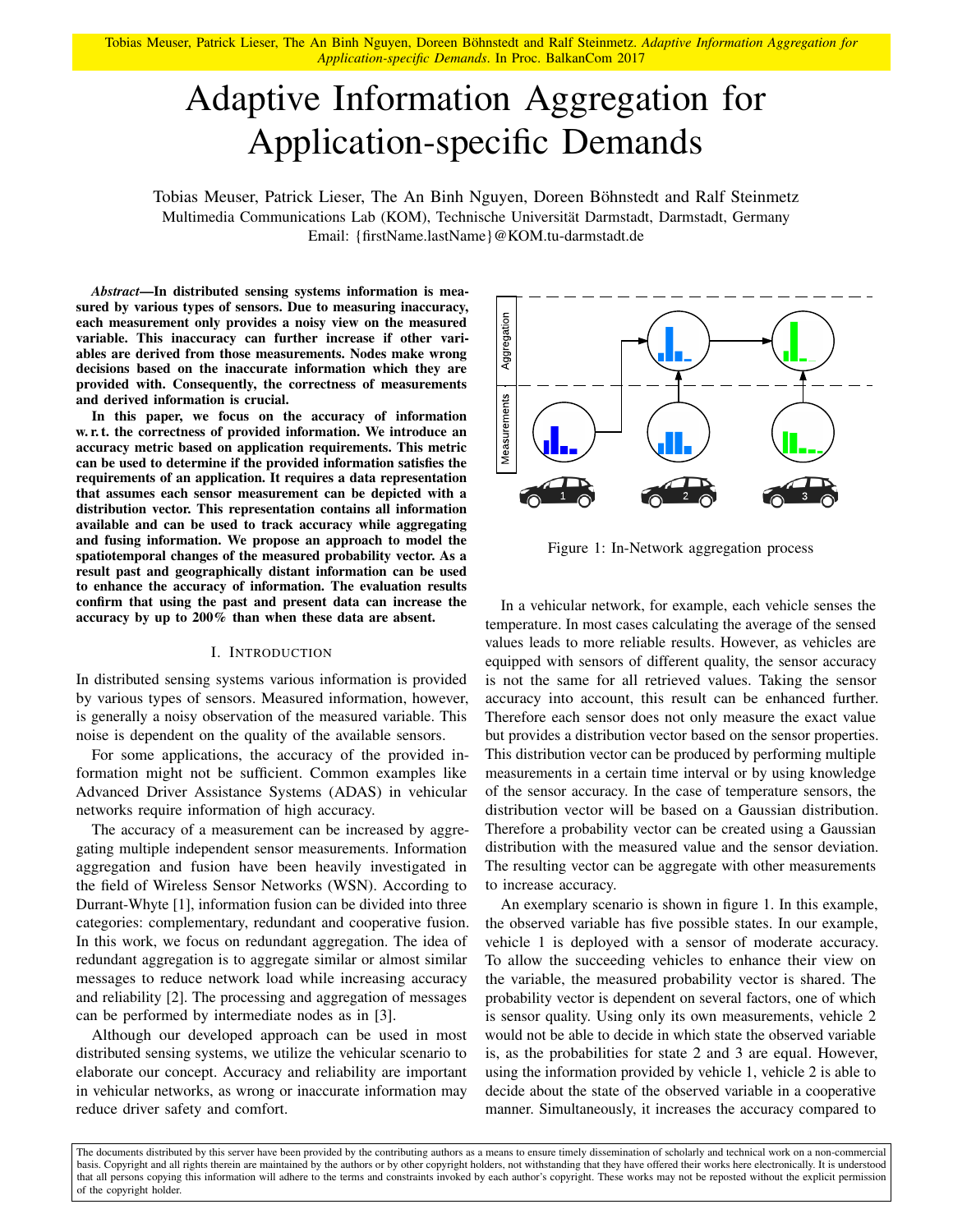Tobias Meuser, Patrick Lieser, The An Binh Nguyen, Doreen Böhnstedt and Ralf Steinmetz. *Adaptive Information Aggregation for Application-specific Demands*. In Proc. BalkanCom 2017

# Adaptive Information Aggregation for Application-specific Demands

Tobias Meuser, Patrick Lieser, The An Binh Nguyen, Doreen Böhnstedt and Ralf Steinmetz
Multimedia Communications Lab (KOM), Technische Universität Darmstadt, Darmstadt, Germany
Email: {firstName.lastName}@KOM.tu-darmstadt.de

***Abstract*—In distributed sensing systems information is measured by various types of sensors. Due to measuring inaccuracy, each measurement only provides a noisy view on the measured variable. This inaccuracy can further increase if other variables are derived from those measurements. Nodes make wrong decisions based on the inaccurate information which they are provided with. Consequently, the correctness of measurements and derived information is crucial.**

**In this paper, we focus on the accuracy of information w. r. t. the correctness of provided information. We introduce an accuracy metric based on application requirements. This metric can be used to determine if the provided information satisfies the requirements of an application. It requires a data representation that assumes each sensor measurement can be depicted with a distribution vector. This representation contains all information available and can be used to track accuracy while aggregating and fusing information. We propose an approach to model the spatiotemporal changes of the measured probability vector. As a result past and geographically distant information can be used to enhance the accuracy of information. The evaluation results confirm that using the past and present data can increase the accuracy by up to 200% than when these data are absent.**

## I. Introduction

In distributed sensing systems various information is provided by various types of sensors. Measured information, however, is generally a noisy observation of the measured variable. This noise is dependent on the quality of the available sensors.

For some applications, the accuracy of the provided information might not be sufficient. Common examples like Advanced Driver Assistance Systems (ADAS) in vehicular networks require information of high accuracy.

The accuracy of a measurement can be increased by aggregating multiple independent sensor measurements. Information aggregation and fusion have been heavily investigated in the field of Wireless Sensor Networks (WSN). According to Durrant-Whyte [1], information fusion can be divided into three categories: complementary, redundant and cooperative fusion. In this work, we focus on redundant aggregation. The idea of redundant aggregation is to aggregate similar or almost similar messages to reduce network load while increasing accuracy and reliability [2]. The processing and aggregation of messages can be performed by intermediate nodes as in [3].

Although our developed approach can be used in most distributed sensing systems, we utilize the vehicular scenario to elaborate our concept. Accuracy and reliability are important in vehicular networks, as wrong or inaccurate information may reduce driver safety and comfort.

Figure 1: In-Network aggregation process

In a vehicular network, for example, each vehicle senses the temperature. In most cases calculating the average of the sensed values leads to more reliable results. However, as vehicles are equipped with sensors of different quality, the sensor accuracy is not the same for all retrieved values. Taking the sensor accuracy into account, this result can be enhanced further. Therefore each sensor does not only measure the exact value but provides a distribution vector based on the sensor properties. This distribution vector can be produced by performing multiple measurements in a certain time interval or by using knowledge of the sensor accuracy. In the case of temperature sensors, the distribution vector will be based on a Gaussian distribution. Therefore a probability vector can be created using a Gaussian distribution with the measured value and the sensor deviation. The resulting vector can be aggregate with other measurements to increase accuracy.

An exemplary scenario is shown in figure 1. In this example, the observed variable has five possible states. In our example, vehicle 1 is deployed with a sensor of moderate accuracy. To allow the succeeding vehicles to enhance their view on the variable, the measured probability vector is shared. The probability vector is dependent on several factors, one of which is sensor quality. Using only its own measurements, vehicle 2 would not be able to decide in which state the observed variable is, as the probabilities for state 2 and 3 are equal. However, using the information provided by vehicle 1, vehicle 2 is able to decide about the state of the observed variable in a cooperative manner. Simultaneously, it increases the accuracy compared to

The documents distributed by this server have been provided by the contributing authors as a means to ensure timely dissemination of scholarly and technical work on a non-commercial basis. Copyright and all rights therein are maintained by the authors or by other copyright holders, not withstanding that they have offered their works here electronically. It is understood that all persons copying this information will adhere to the terms and constraints invoked by each author's copyright. These works may not be reposted without the explicit permission of the copyright holder.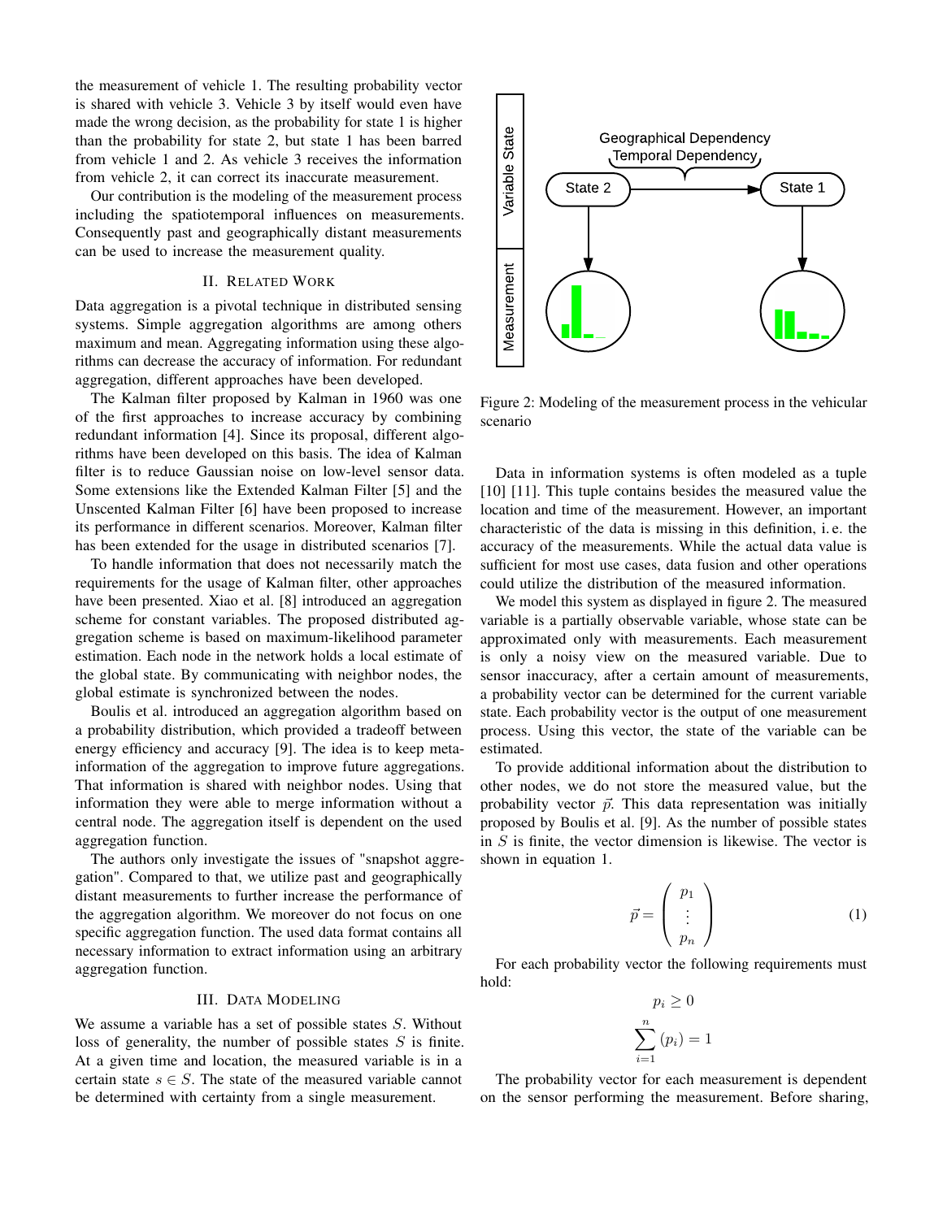the measurement of vehicle 1. The resulting probability vector is shared with vehicle 3. Vehicle 3 by itself would even have made the wrong decision, as the probability for state 1 is higher than the probability for state 2, but state 1 has been barred from vehicle 1 and 2. As vehicle 3 receives the information from vehicle 2, it can correct its inaccurate measurement.

Our contribution is the modeling of the measurement process including the spatiotemporal influences on measurements. Consequently past and geographically distant measurements can be used to increase the measurement quality.

## II. Related Work

Data aggregation is a pivotal technique in distributed sensing systems. Simple aggregation algorithms are among others maximum and mean. Aggregating information using these algorithms can decrease the accuracy of information. For redundant aggregation, different approaches have been developed.

The Kalman filter proposed by Kalman in 1960 was one of the first approaches to increase accuracy by combining redundant information [4]. Since its proposal, different algorithms have been developed on this basis. The idea of Kalman filter is to reduce Gaussian noise on low-level sensor data. Some extensions like the Extended Kalman Filter [5] and the Unscented Kalman Filter [6] have been proposed to increase its performance in different scenarios. Moreover, Kalman filter has been extended for the usage in distributed scenarios [7].

To handle information that does not necessarily match the requirements for the usage of Kalman filter, other approaches have been presented. Xiao et al. [8] introduced an aggregation scheme for constant variables. The proposed distributed aggregation scheme is based on maximum-likelihood parameter estimation. Each node in the network holds a local estimate of the global state. By communicating with neighbor nodes, the global estimate is synchronized between the nodes.

Boulis et al. introduced an aggregation algorithm based on a probability distribution, which provided a tradeoff between energy efficiency and accuracy [9]. The idea is to keep meta-information of the aggregation to improve future aggregations. That information is shared with neighbor nodes. Using that information they were able to merge information without a central node. The aggregation itself is dependent on the used aggregation function.

The authors only investigate the issues of "snapshot aggregation". Compared to that, we utilize past and geographically distant measurements to further increase the performance of the aggregation algorithm. We moreover do not focus on one specific aggregation function. The used data format contains all necessary information to extract information using an arbitrary aggregation function.

## III. Data Modeling

We assume a variable has a set of possible states $S$. Without loss of generality, the number of possible states $S$ is finite. At a given time and location, the measured variable is in a certain state $s \in S$. The state of the measured variable cannot be determined with certainty from a single measurement.

Figure 2: Modeling of the measurement process in the vehicular scenario

Data in information systems is often modeled as a tuple [10] [11]. This tuple contains besides the measured value the location and time of the measurement. However, an important characteristic of the data is missing in this definition, i. e. the accuracy of the measurements. While the actual data value is sufficient for most use cases, data fusion and other operations could utilize the distribution of the measured information.

We model this system as displayed in figure 2. The measured variable is a partially observable variable, whose state can be approximated only with measurements. Each measurement is only a noisy view on the measured variable. Due to sensor inaccuracy, after a certain amount of measurements, a probability vector can be determined for the current variable state. Each probability vector is the output of one measurement process. Using this vector, the state of the variable can be estimated.

To provide additional information about the distribution to other nodes, we do not store the measured value, but the probability vector $\vec{p}$. This data representation was initially proposed by Boulis et al. [9]. As the number of possible states in $S$ is finite, the vector dimension is likewise. The vector is shown in equation 1.

$$\vec{p} = \begin{pmatrix} p_1 \\ \vdots \\ p_n \end{pmatrix} \tag{1}$$

For each probability vector the following requirements must hold:

$$p_i \geq 0$$

$$\sum_{i=1}^{n} (p_i) = 1$$

The probability vector for each measurement is dependent on the sensor performing the measurement. Before sharing,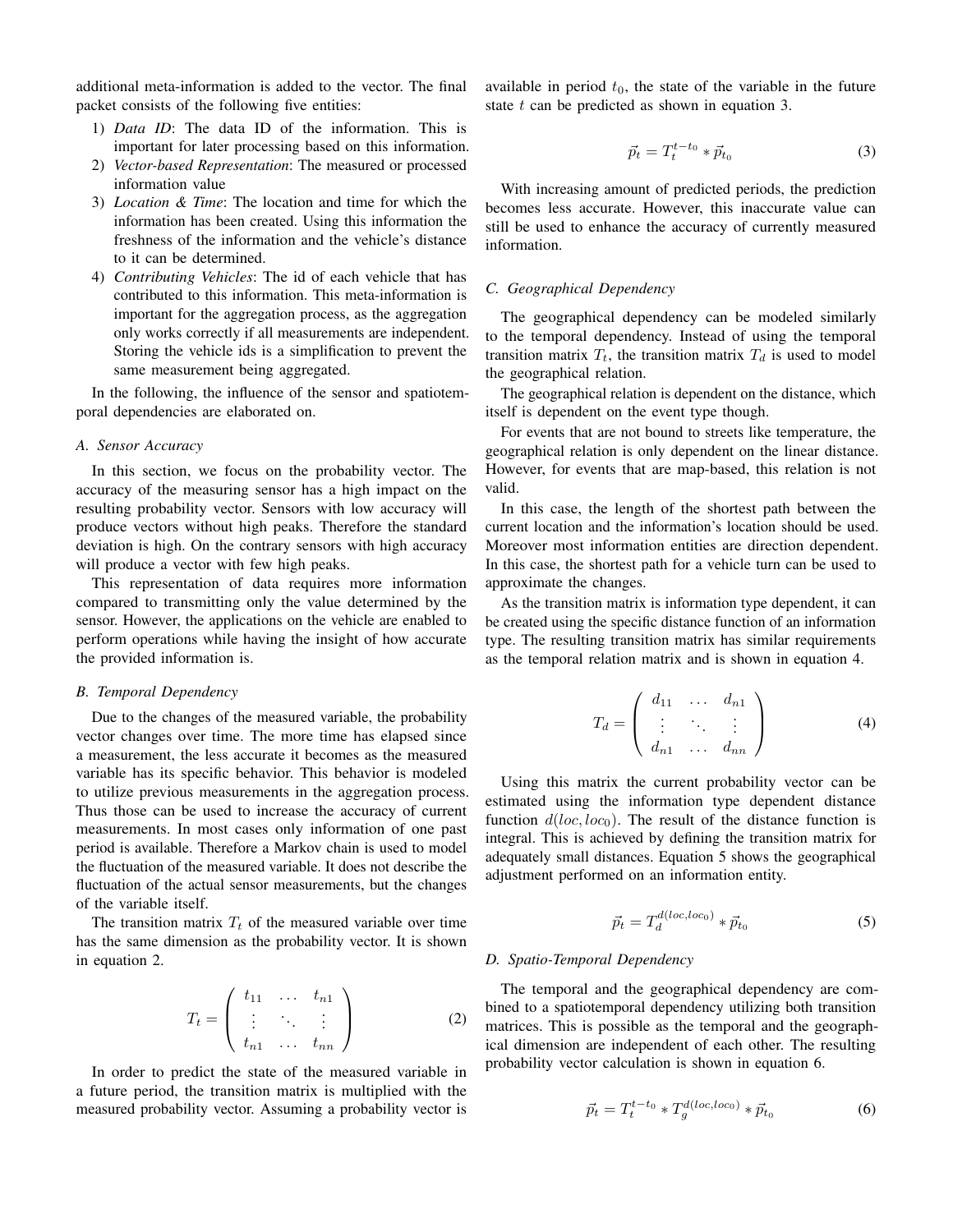additional meta-information is added to the vector. The final packet consists of the following five entities:

1) *Data ID*: The data ID of the information. This is important for later processing based on this information.
2) *Vector-based Representation*: The measured or processed information value
3) *Location & Time*: The location and time for which the information has been created. Using this information the freshness of the information and the vehicle's distance to it can be determined.
4) *Contributing Vehicles*: The id of each vehicle that has contributed to this information. This meta-information is important for the aggregation process, as the aggregation only works correctly if all measurements are independent. Storing the vehicle ids is a simplification to prevent the same measurement being aggregated.

In the following, the influence of the sensor and spatiotemporal dependencies are elaborated on.

### A. Sensor Accuracy

In this section, we focus on the probability vector. The accuracy of the measuring sensor has a high impact on the resulting probability vector. Sensors with low accuracy will produce vectors without high peaks. Therefore the standard deviation is high. On the contrary sensors with high accuracy will produce a vector with few high peaks.

This representation of data requires more information compared to transmitting only the value determined by the sensor. However, the applications on the vehicle are enabled to perform operations while having the insight of how accurate the provided information is.

### B. Temporal Dependency

Due to the changes of the measured variable, the probability vector changes over time. The more time has elapsed since a measurement, the less accurate it becomes as the measured variable has its specific behavior. This behavior is modeled to utilize previous measurements in the aggregation process. Thus those can be used to increase the accuracy of current measurements. In most cases only information of one past period is available. Therefore a Markov chain is used to model the fluctuation of the measured variable. It does not describe the fluctuation of the actual sensor measurements, but the changes of the variable itself.

The transition matrix $T_t$ of the measured variable over time has the same dimension as the probability vector. It is shown in equation 2.

$$T_t = \begin{pmatrix} t_{11} & \dots & t_{n1} \\ \vdots & \ddots & \vdots \\ t_{n1} & \dots & t_{nn} \end{pmatrix} \tag{2}$$

In order to predict the state of the measured variable in a future period, the transition matrix is multiplied with the measured probability vector. Assuming a probability vector is available in period $t_0$, the state of the variable in the future state $t$ can be predicted as shown in equation 3.

$$\vec{p}_t = T_t^{t-t_0} * \vec{p}_{t_0} \tag{3}$$

With increasing amount of predicted periods, the prediction becomes less accurate. However, this inaccurate value can still be used to enhance the accuracy of currently measured information.

### C. Geographical Dependency

The geographical dependency can be modeled similarly to the temporal dependency. Instead of using the temporal transition matrix $T_t$, the transition matrix $T_d$ is used to model the geographical relation.

The geographical relation is dependent on the distance, which itself is dependent on the event type though.

For events that are not bound to streets like temperature, the geographical relation is only dependent on the linear distance. However, for events that are map-based, this relation is not valid.

In this case, the length of the shortest path between the current location and the information's location should be used. Moreover most information entities are direction dependent. In this case, the shortest path for a vehicle turn can be used to approximate the changes.

As the transition matrix is information type dependent, it can be created using the specific distance function of an information type. The resulting transition matrix has similar requirements as the temporal relation matrix and is shown in equation 4.

$$T_d = \begin{pmatrix} d_{11} & \dots & d_{n1} \\ \vdots & \ddots & \vdots \\ d_{n1} & \dots & d_{nn} \end{pmatrix} \tag{4}$$

Using this matrix the current probability vector can be estimated using the information type dependent distance function $d(loc, loc_0)$. The result of the distance function is integral. This is achieved by defining the transition matrix for adequately small distances. Equation 5 shows the geographical adjustment performed on an information entity.

$$\vec{p}_t = T_d^{d(loc,loc_0)} * \vec{p}_{t_0} \tag{5}$$

### D. Spatio-Temporal Dependency

The temporal and the geographical dependency are combined to a spatiotemporal dependency utilizing both transition matrices. This is possible as the temporal and the geographical dimension are independent of each other. The resulting probability vector calculation is shown in equation 6.

$$\vec{p}_t = T_t^{t-t_0} * T_g^{d(loc,loc_0)} * \vec{p}_{t_0} \tag{6}$$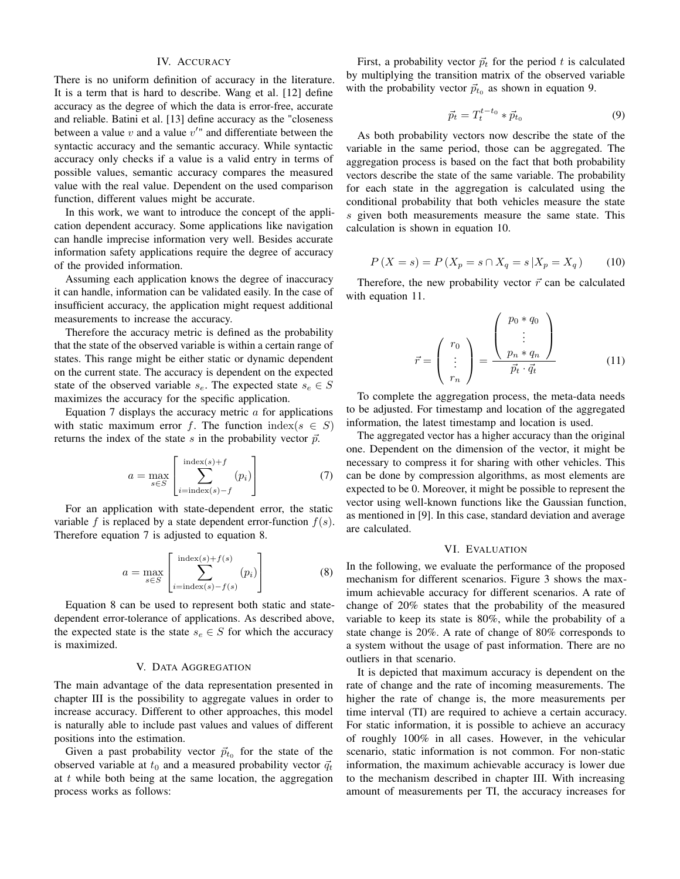## IV. Accuracy

There is no uniform definition of accuracy in the literature. It is a term that is hard to describe. Wang et al. [12] define accuracy as the degree of which the data is error-free, accurate and reliable. Batini et al. [13] define accuracy as the "closeness between a value $v$ and a value $v'$" and differentiate between the syntactic accuracy and the semantic accuracy. While syntactic accuracy only checks if a value is a valid entry in terms of possible values, semantic accuracy compares the measured value with the real value. Dependent on the used comparison function, different values might be accurate.

In this work, we want to introduce the concept of the application dependent accuracy. Some applications like navigation can handle imprecise information very well. Besides accurate information safety applications require the degree of accuracy of the provided information.

Assuming each application knows the degree of inaccuracy it can handle, information can be validated easily. In the case of insufficient accuracy, the application might request additional measurements to increase the accuracy.

Therefore the accuracy metric is defined as the probability that the state of the observed variable is within a certain range of states. This range might be either static or dynamic dependent on the current state. The accuracy is dependent on the expected state of the observed variable $s_e$. The expected state $s_e \in S$ maximizes the accuracy for the specific application.

Equation 7 displays the accuracy metric $a$ for applications with static maximum error $f$. The function $\text{index}(s \in S)$ returns the index of the state $s$ in the probability vector $\vec{p}$.

$$a = \max_{s \in S} \left[ \sum_{i=\text{index}(s)-f}^{\text{index}(s)+f} (p_i) \right] \tag{7}$$

For an application with state-dependent error, the static variable $f$ is replaced by a state dependent error-function $f(s)$. Therefore equation 7 is adjusted to equation 8.

$$a = \max_{s \in S} \left[ \sum_{i=\text{index}(s)-f(s)}^{\text{index}(s)+f(s)} (p_i) \right] \tag{8}$$

Equation 8 can be used to represent both static and state-dependent error-tolerance of applications. As described above, the expected state is the state $s_e \in S$ for which the accuracy is maximized.

## V. Data Aggregation

The main advantage of the data representation presented in chapter III is the possibility to aggregate values in order to increase accuracy. Different to other approaches, this model is naturally able to include past values and values of different positions into the estimation.

Given a past probability vector $\vec{p}_{t_0}$ for the state of the observed variable at $t_0$ and a measured probability vector $\vec{q}_t$ at $t$ while both being at the same location, the aggregation process works as follows:

First, a probability vector $\vec{p}_t$ for the period $t$ is calculated by multiplying the transition matrix of the observed variable with the probability vector $\vec{p}_{t_0}$ as shown in equation 9.

$$\vec{p}_t = T_t^{t-t_0} * \vec{p}_{t_0} \tag{9}$$

As both probability vectors now describe the state of the variable in the same period, those can be aggregated. The aggregation process is based on the fact that both probability vectors describe the state of the same variable. The probability for each state in the aggregation is calculated using the conditional probability that both vehicles measure the state $s$ given both measurements measure the same state. This calculation is shown in equation 10.

$$P(X = s) = P(X_p = s \cap X_q = s \,|\, X_p = X_q) \tag{10}$$

Therefore, the new probability vector $\vec{r}$ can be calculated with equation 11.

$$\vec{r} = \begin{pmatrix} r_0 \\ \vdots \\ r_n \end{pmatrix} = \frac{\begin{pmatrix} p_0 * q_0 \\ \vdots \\ p_n * q_n \end{pmatrix}}{\vec{p}_t \cdot \vec{q}_t} \tag{11}$$

To complete the aggregation process, the meta-data needs to be adjusted. For timestamp and location of the aggregated information, the latest timestamp and location is used.

The aggregated vector has a higher accuracy than the original one. Dependent on the dimension of the vector, it might be necessary to compress it for sharing with other vehicles. This can be done by compression algorithms, as most elements are expected to be 0. Moreover, it might be possible to represent the vector using well-known functions like the Gaussian function, as mentioned in [9]. In this case, standard deviation and average are calculated.

## VI. Evaluation

In the following, we evaluate the performance of the proposed mechanism for different scenarios. Figure 3 shows the maximum achievable accuracy for different scenarios. A rate of change of 20% states that the probability of the measured variable to keep its state is 80%, while the probability of a state change is 20%. A rate of change of 80% corresponds to a system without the usage of past information. There are no outliers in that scenario.

It is depicted that maximum accuracy is dependent on the rate of change and the rate of incoming measurements. The higher the rate of change is, the more measurements per time interval (TI) are required to achieve a certain accuracy. For static information, it is possible to achieve an accuracy of roughly 100% in all cases. However, in the vehicular scenario, static information is not common. For non-static information, the maximum achievable accuracy is lower due to the mechanism described in chapter III. With increasing amount of measurements per TI, the accuracy increases for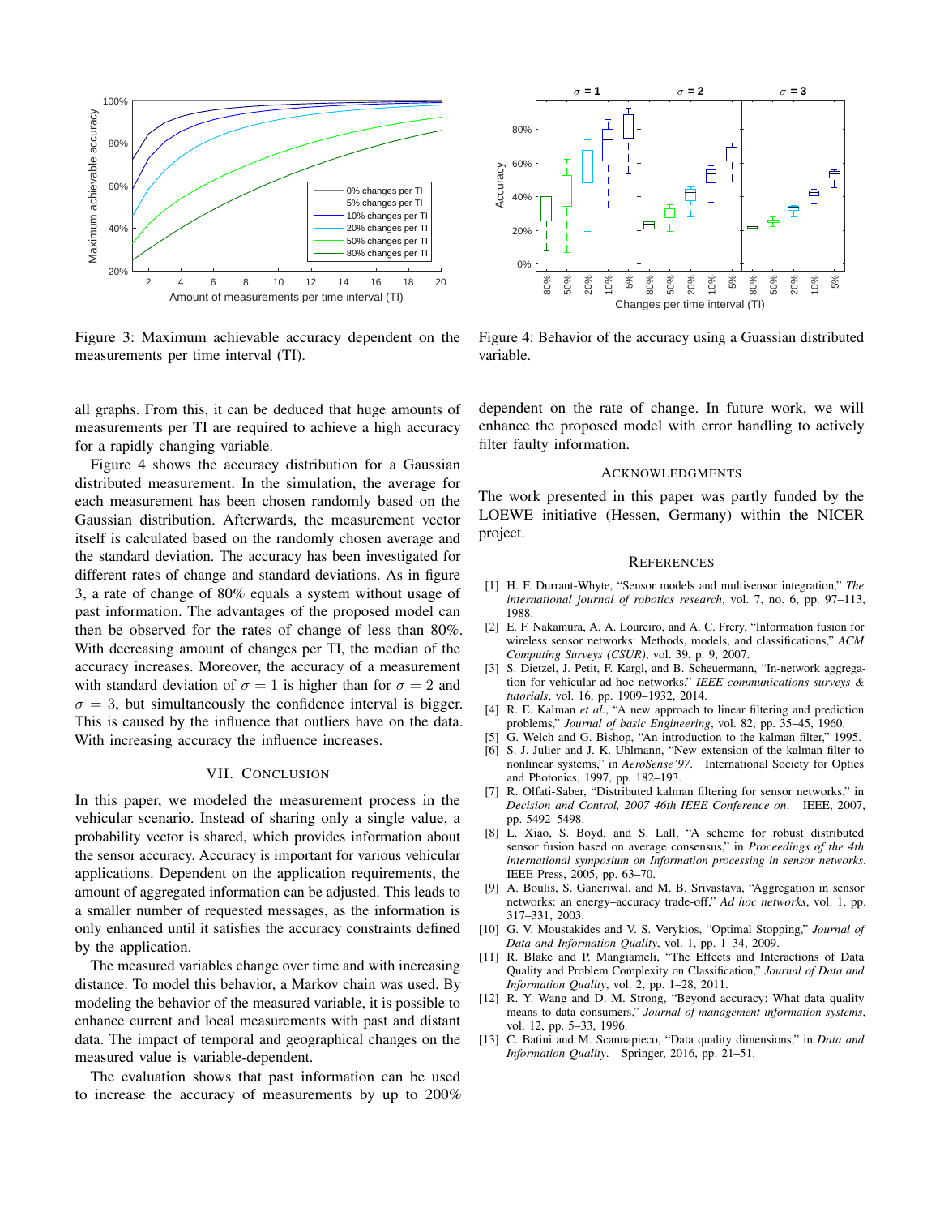Maximum achievable accuracy

100%
80%
60%
40%
20%

2 4 6 8 10 12 14 16 18 20

Amount of measurements per time interval (TI)

0% changes per TI
5% changes per TI
10% changes per TI
20% changes per TI
50% changes per TI
80% changes per TI

Figure 3: Maximum achievable accuracy dependent on the measurements per time interval (TI).

$\sigma$ = 1 $\sigma$ = 2 $\sigma$ = 3

Accuracy

80%
60%
40%
20%
0%

80% 50% 20% 10% 5% 80% 50% 20% 10% 5% 80% 50% 20% 10% 5%

Changes per time interval (TI)

Figure 4: Behavior of the accuracy using a Guassian distributed variable.

all graphs. From this, it can be deduced that huge amounts of measurements per TI are required to achieve a high accuracy for a rapidly changing variable.

Figure 4 shows the accuracy distribution for a Gaussian distributed measurement. In the simulation, the average for each measurement has been chosen randomly based on the Gaussian distribution. Afterwards, the measurement vector itself is calculated based on the randomly chosen average and the standard deviation. The accuracy has been investigated for different rates of change and standard deviations. As in figure 3, a rate of change of 80% equals a system without usage of past information. The advantages of the proposed model can then be observed for the rates of change of less than 80%. With decreasing amount of changes per TI, the median of the accuracy increases. Moreover, the accuracy of a measurement with standard deviation of $\sigma = 1$ is higher than for $\sigma = 2$ and $\sigma = 3$, but simultaneously the confidence interval is bigger. This is caused by the influence that outliers have on the data. With increasing accuracy the influence increases.

## VII. Conclusion

In this paper, we modeled the measurement process in the vehicular scenario. Instead of sharing only a single value, a probability vector is shared, which provides information about the sensor accuracy. Accuracy is important for various vehicular applications. Dependent on the application requirements, the amount of aggregated information can be adjusted. This leads to a smaller number of requested messages, as the information is only enhanced until it satisfies the accuracy constraints defined by the application.

The measured variables change over time and with increasing distance. To model this behavior, a Markov chain was used. By modeling the behavior of the measured variable, it is possible to enhance current and local measurements with past and distant data. The impact of temporal and geographical changes on the measured value is variable-dependent.

The evaluation shows that past information can be used to increase the accuracy of measurements by up to 200% dependent on the rate of change. In future work, we will enhance the proposed model with error handling to actively filter faulty information.

## Acknowledgments

The work presented in this paper was partly funded by the LOEWE initiative (Hessen, Germany) within the NICER project.

## References

[1] H. F. Durrant-Whyte, "Sensor models and multisensor integration," *The international journal of robotics research*, vol. 7, no. 6, pp. 97–113, 1988.

[2] E. F. Nakamura, A. A. Loureiro, and A. C. Frery, "Information fusion for wireless sensor networks: Methods, models, and classifications," *ACM Computing Surveys (CSUR)*, vol. 39, p. 9, 2007.

[3] S. Dietzel, J. Petit, F. Kargl, and B. Scheuermann, "In-network aggregation for vehicular ad hoc networks," *IEEE communications surveys & tutorials*, vol. 16, pp. 1909–1932, 2014.

[4] R. E. Kalman *et al.*, "A new approach to linear filtering and prediction problems," *Journal of basic Engineering*, vol. 82, pp. 35–45, 1960.

[5] G. Welch and G. Bishop, "An introduction to the kalman filter," 1995.

[6] S. J. Julier and J. K. Uhlmann, "New extension of the kalman filter to nonlinear systems," in *AeroSense'97*. International Society for Optics and Photonics, 1997, pp. 182–193.

[7] R. Olfati-Saber, "Distributed kalman filtering for sensor networks," in *Decision and Control, 2007 46th IEEE Conference on*. IEEE, 2007, pp. 5492–5498.

[8] L. Xiao, S. Boyd, and S. Lall, "A scheme for robust distributed sensor fusion based on average consensus," in *Proceedings of the 4th international symposium on Information processing in sensor networks*. IEEE Press, 2005, pp. 63–70.

[9] A. Boulis, S. Ganeriwal, and M. B. Srivastava, "Aggregation in sensor networks: an energy–accuracy trade-off," *Ad hoc networks*, vol. 1, pp. 317–331, 2003.

[10] G. V. Moustakides and V. S. Verykios, "Optimal Stopping," *Journal of Data and Information Quality*, vol. 1, pp. 1–34, 2009.

[11] R. Blake and P. Mangiameli, "The Effects and Interactions of Data Quality and Problem Complexity on Classification," *Journal of Data and Information Quality*, vol. 2, pp. 1–28, 2011.

[12] R. Y. Wang and D. M. Strong, "Beyond accuracy: What data quality means to data consumers," *Journal of management information systems*, vol. 12, pp. 5–33, 1996.

[13] C. Batini and M. Scannapieco, "Data quality dimensions," in *Data and Information Quality*. Springer, 2016, pp. 21–51.